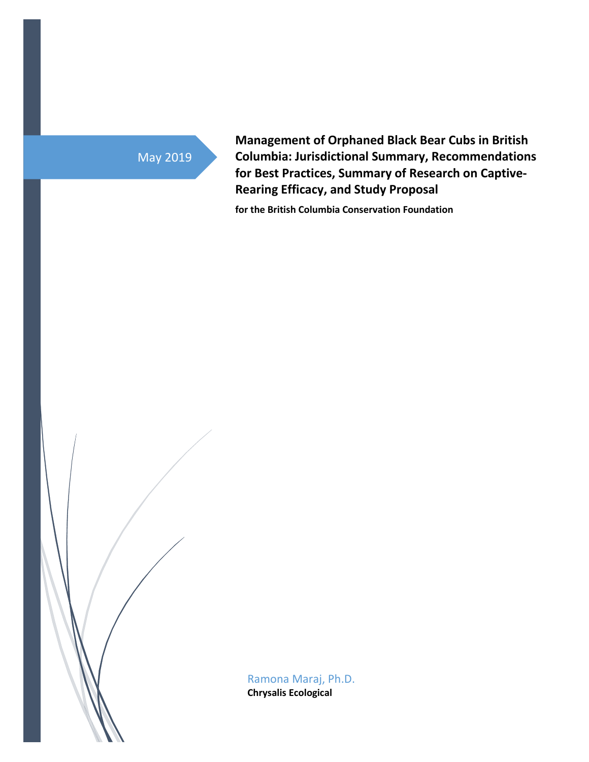May 2019

# Management of Orphaned Black Bear Cubs in British Columbia: Jurisdictional Summary, Recommendations for Best Practices, Summary of Research on Captive-Rearing Efficacy, and Study Proposal

**for the British Columbia Conservation Foundation**

Ramona Maraj, Ph.D.

**Chrysalis Ecological**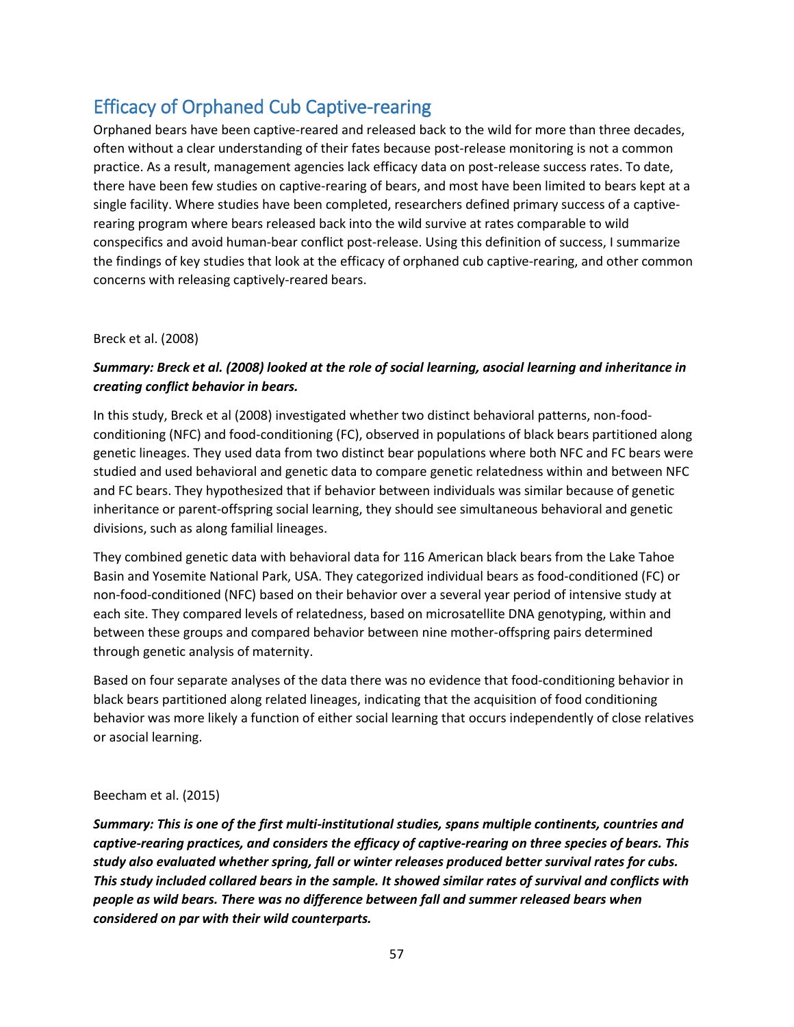## Efficacy of Orphaned Cub Captive-rearing

Orphaned bears have been captive-reared and released back to the wild for more than three decades, often without a clear understanding of their fates because post-release monitoring is not a common practice. As a result, management agencies lack efficacy data on post-release success rates. To date, there have been few studies on captive-rearing of bears, and most have been limited to bears kept at a single facility. Where studies have been completed, researchers defined primary success of a captive-rearing program where bears released back into the wild survive at rates comparable to wild conspecifics and avoid human-bear conflict post-release. Using this definition of success, I summarize the findings of key studies that look at the efficacy of orphaned cub captive-rearing, and other common concerns with releasing captively-reared bears.

Breck et al. (2008)

***Summary: Breck et al. (2008) looked at the role of social learning, asocial learning and inheritance in creating conflict behavior in bears.***

In this study, Breck et al (2008) investigated whether two distinct behavioral patterns, non-food-conditioning (NFC) and food-conditioning (FC), observed in populations of black bears partitioned along genetic lineages. They used data from two distinct bear populations where both NFC and FC bears were studied and used behavioral and genetic data to compare genetic relatedness within and between NFC and FC bears. They hypothesized that if behavior between individuals was similar because of genetic inheritance or parent-offspring social learning, they should see simultaneous behavioral and genetic divisions, such as along familial lineages.

They combined genetic data with behavioral data for 116 American black bears from the Lake Tahoe Basin and Yosemite National Park, USA. They categorized individual bears as food-conditioned (FC) or non-food-conditioned (NFC) based on their behavior over a several year period of intensive study at each site. They compared levels of relatedness, based on microsatellite DNA genotyping, within and between these groups and compared behavior between nine mother-offspring pairs determined through genetic analysis of maternity.

Based on four separate analyses of the data there was no evidence that food-conditioning behavior in black bears partitioned along related lineages, indicating that the acquisition of food conditioning behavior was more likely a function of either social learning that occurs independently of close relatives or asocial learning.

Beecham et al. (2015)

***Summary: This is one of the first multi-institutional studies, spans multiple continents, countries and captive-rearing practices, and considers the efficacy of captive-rearing on three species of bears. This study also evaluated whether spring, fall or winter releases produced better survival rates for cubs. This study included collared bears in the sample. It showed similar rates of survival and conflicts with people as wild bears. There was no difference between fall and summer released bears when considered on par with their wild counterparts.***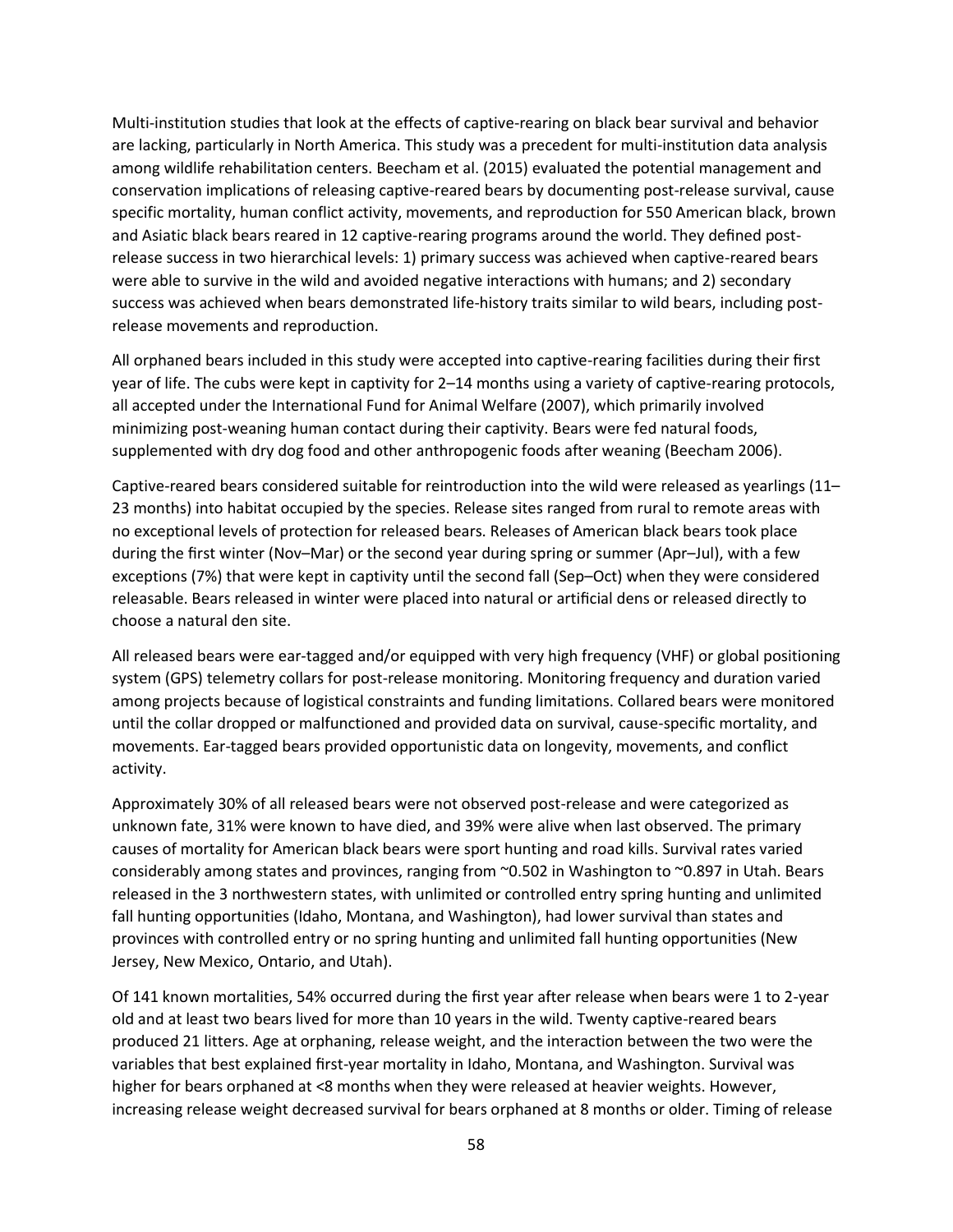Multi-institution studies that look at the effects of captive-rearing on black bear survival and behavior are lacking, particularly in North America. This study was a precedent for multi-institution data analysis among wildlife rehabilitation centers. Beecham et al. (2015) evaluated the potential management and conservation implications of releasing captive-reared bears by documenting post-release survival, cause specific mortality, human conflict activity, movements, and reproduction for 550 American black, brown and Asiatic black bears reared in 12 captive-rearing programs around the world. They defined post-release success in two hierarchical levels: 1) primary success was achieved when captive-reared bears were able to survive in the wild and avoided negative interactions with humans; and 2) secondary success was achieved when bears demonstrated life-history traits similar to wild bears, including post-release movements and reproduction.

All orphaned bears included in this study were accepted into captive-rearing facilities during their first year of life. The cubs were kept in captivity for 2–14 months using a variety of captive-rearing protocols, all accepted under the International Fund for Animal Welfare (2007), which primarily involved minimizing post-weaning human contact during their captivity. Bears were fed natural foods, supplemented with dry dog food and other anthropogenic foods after weaning (Beecham 2006).

Captive-reared bears considered suitable for reintroduction into the wild were released as yearlings (11–23 months) into habitat occupied by the species. Release sites ranged from rural to remote areas with no exceptional levels of protection for released bears. Releases of American black bears took place during the first winter (Nov–Mar) or the second year during spring or summer (Apr–Jul), with a few exceptions (7%) that were kept in captivity until the second fall (Sep–Oct) when they were considered releasable. Bears released in winter were placed into natural or artificial dens or released directly to choose a natural den site.

All released bears were ear-tagged and/or equipped with very high frequency (VHF) or global positioning system (GPS) telemetry collars for post-release monitoring. Monitoring frequency and duration varied among projects because of logistical constraints and funding limitations. Collared bears were monitored until the collar dropped or malfunctioned and provided data on survival, cause-specific mortality, and movements. Ear-tagged bears provided opportunistic data on longevity, movements, and conflict activity.

Approximately 30% of all released bears were not observed post-release and were categorized as unknown fate, 31% were known to have died, and 39% were alive when last observed. The primary causes of mortality for American black bears were sport hunting and road kills. Survival rates varied considerably among states and provinces, ranging from ~0.502 in Washington to ~0.897 in Utah. Bears released in the 3 northwestern states, with unlimited or controlled entry spring hunting and unlimited fall hunting opportunities (Idaho, Montana, and Washington), had lower survival than states and provinces with controlled entry or no spring hunting and unlimited fall hunting opportunities (New Jersey, New Mexico, Ontario, and Utah).

Of 141 known mortalities, 54% occurred during the first year after release when bears were 1 to 2-year old and at least two bears lived for more than 10 years in the wild. Twenty captive-reared bears produced 21 litters. Age at orphaning, release weight, and the interaction between the two were the variables that best explained first-year mortality in Idaho, Montana, and Washington. Survival was higher for bears orphaned at <8 months when they were released at heavier weights. However, increasing release weight decreased survival for bears orphaned at 8 months or older. Timing of release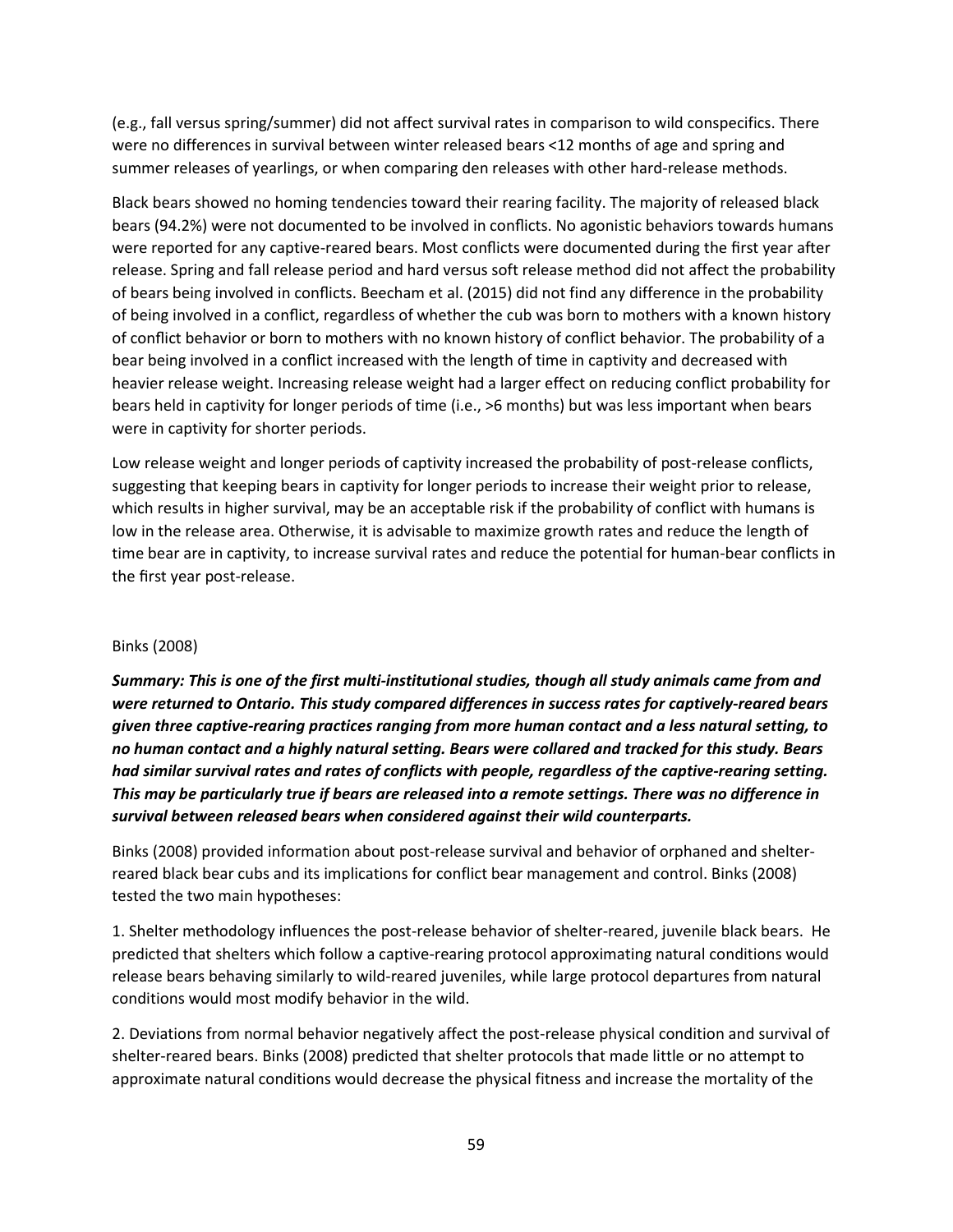(e.g., fall versus spring/summer) did not affect survival rates in comparison to wild conspecifics. There were no differences in survival between winter released bears <12 months of age and spring and summer releases of yearlings, or when comparing den releases with other hard-release methods.

Black bears showed no homing tendencies toward their rearing facility. The majority of released black bears (94.2%) were not documented to be involved in conflicts. No agonistic behaviors towards humans were reported for any captive-reared bears. Most conflicts were documented during the first year after release. Spring and fall release period and hard versus soft release method did not affect the probability of bears being involved in conflicts. Beecham et al. (2015) did not find any difference in the probability of being involved in a conflict, regardless of whether the cub was born to mothers with a known history of conflict behavior or born to mothers with no known history of conflict behavior. The probability of a bear being involved in a conflict increased with the length of time in captivity and decreased with heavier release weight. Increasing release weight had a larger effect on reducing conflict probability for bears held in captivity for longer periods of time (i.e., >6 months) but was less important when bears were in captivity for shorter periods.

Low release weight and longer periods of captivity increased the probability of post-release conflicts, suggesting that keeping bears in captivity for longer periods to increase their weight prior to release, which results in higher survival, may be an acceptable risk if the probability of conflict with humans is low in the release area. Otherwise, it is advisable to maximize growth rates and reduce the length of time bear are in captivity, to increase survival rates and reduce the potential for human-bear conflicts in the first year post-release.

Binks (2008)

***Summary: This is one of the first multi-institutional studies, though all study animals came from and were returned to Ontario. This study compared differences in success rates for captively-reared bears given three captive-rearing practices ranging from more human contact and a less natural setting, to no human contact and a highly natural setting. Bears were collared and tracked for this study. Bears had similar survival rates and rates of conflicts with people, regardless of the captive-rearing setting. This may be particularly true if bears are released into a remote settings. There was no difference in survival between released bears when considered against their wild counterparts.***

Binks (2008) provided information about post-release survival and behavior of orphaned and shelter-reared black bear cubs and its implications for conflict bear management and control. Binks (2008) tested the two main hypotheses:

1. Shelter methodology influences the post-release behavior of shelter-reared, juvenile black bears. He predicted that shelters which follow a captive-rearing protocol approximating natural conditions would release bears behaving similarly to wild-reared juveniles, while large protocol departures from natural conditions would most modify behavior in the wild.

2. Deviations from normal behavior negatively affect the post-release physical condition and survival of shelter-reared bears. Binks (2008) predicted that shelter protocols that made little or no attempt to approximate natural conditions would decrease the physical fitness and increase the mortality of the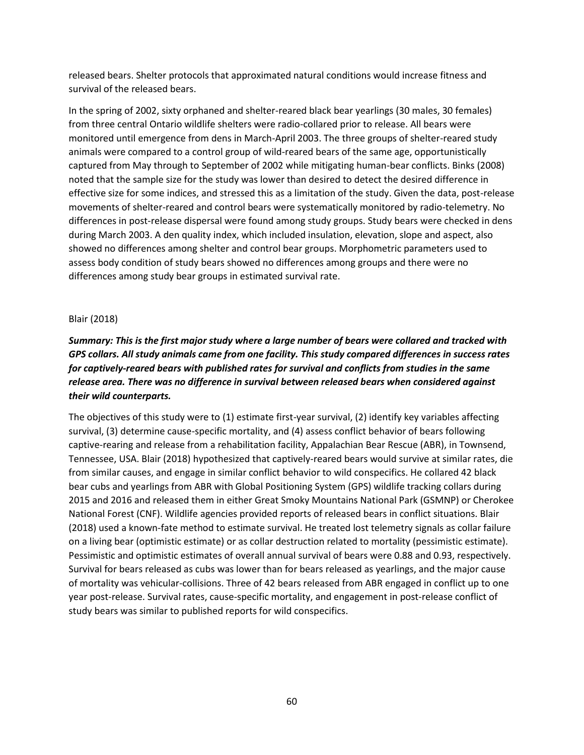released bears. Shelter protocols that approximated natural conditions would increase fitness and survival of the released bears.

In the spring of 2002, sixty orphaned and shelter-reared black bear yearlings (30 males, 30 females) from three central Ontario wildlife shelters were radio-collared prior to release. All bears were monitored until emergence from dens in March-April 2003. The three groups of shelter-reared study animals were compared to a control group of wild-reared bears of the same age, opportunistically captured from May through to September of 2002 while mitigating human-bear conflicts. Binks (2008) noted that the sample size for the study was lower than desired to detect the desired difference in effective size for some indices, and stressed this as a limitation of the study. Given the data, post-release movements of shelter-reared and control bears were systematically monitored by radio-telemetry. No differences in post-release dispersal were found among study groups. Study bears were checked in dens during March 2003. A den quality index, which included insulation, elevation, slope and aspect, also showed no differences among shelter and control bear groups. Morphometric parameters used to assess body condition of study bears showed no differences among groups and there were no differences among study bear groups in estimated survival rate.

Blair (2018)

***Summary: This is the first major study where a large number of bears were collared and tracked with GPS collars. All study animals came from one facility. This study compared differences in success rates for captively-reared bears with published rates for survival and conflicts from studies in the same release area. There was no difference in survival between released bears when considered against their wild counterparts.***

The objectives of this study were to (1) estimate first-year survival, (2) identify key variables affecting survival, (3) determine cause-specific mortality, and (4) assess conflict behavior of bears following captive-rearing and release from a rehabilitation facility, Appalachian Bear Rescue (ABR), in Townsend, Tennessee, USA. Blair (2018) hypothesized that captively-reared bears would survive at similar rates, die from similar causes, and engage in similar conflict behavior to wild conspecifics. He collared 42 black bear cubs and yearlings from ABR with Global Positioning System (GPS) wildlife tracking collars during 2015 and 2016 and released them in either Great Smoky Mountains National Park (GSMNP) or Cherokee National Forest (CNF). Wildlife agencies provided reports of released bears in conflict situations. Blair (2018) used a known-fate method to estimate survival. He treated lost telemetry signals as collar failure on a living bear (optimistic estimate) or as collar destruction related to mortality (pessimistic estimate). Pessimistic and optimistic estimates of overall annual survival of bears were 0.88 and 0.93, respectively. Survival for bears released as cubs was lower than for bears released as yearlings, and the major cause of mortality was vehicular-collisions. Three of 42 bears released from ABR engaged in conflict up to one year post-release. Survival rates, cause-specific mortality, and engagement in post-release conflict of study bears was similar to published reports for wild conspecifics.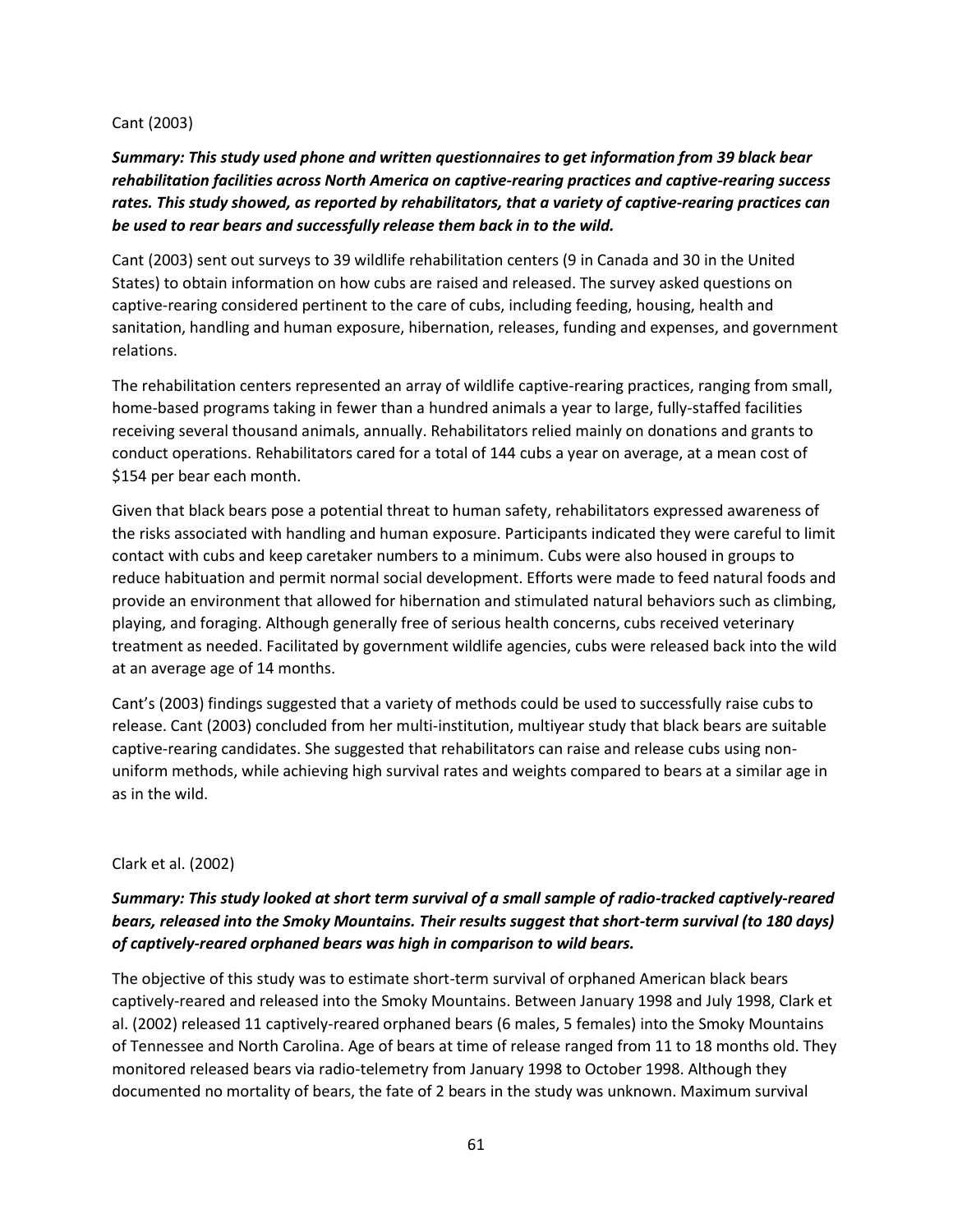Cant (2003)

***Summary: This study used phone and written questionnaires to get information from 39 black bear rehabilitation facilities across North America on captive-rearing practices and captive-rearing success rates. This study showed, as reported by rehabilitators, that a variety of captive-rearing practices can be used to rear bears and successfully release them back in to the wild.***

Cant (2003) sent out surveys to 39 wildlife rehabilitation centers (9 in Canada and 30 in the United States) to obtain information on how cubs are raised and released. The survey asked questions on captive-rearing considered pertinent to the care of cubs, including feeding, housing, health and sanitation, handling and human exposure, hibernation, releases, funding and expenses, and government relations.

The rehabilitation centers represented an array of wildlife captive-rearing practices, ranging from small, home-based programs taking in fewer than a hundred animals a year to large, fully-staffed facilities receiving several thousand animals, annually. Rehabilitators relied mainly on donations and grants to conduct operations. Rehabilitators cared for a total of 144 cubs a year on average, at a mean cost of $154 per bear each month.

Given that black bears pose a potential threat to human safety, rehabilitators expressed awareness of the risks associated with handling and human exposure. Participants indicated they were careful to limit contact with cubs and keep caretaker numbers to a minimum. Cubs were also housed in groups to reduce habituation and permit normal social development. Efforts were made to feed natural foods and provide an environment that allowed for hibernation and stimulated natural behaviors such as climbing, playing, and foraging. Although generally free of serious health concerns, cubs received veterinary treatment as needed. Facilitated by government wildlife agencies, cubs were released back into the wild at an average age of 14 months.

Cant's (2003) findings suggested that a variety of methods could be used to successfully raise cubs to release. Cant (2003) concluded from her multi-institution, multiyear study that black bears are suitable captive-rearing candidates. She suggested that rehabilitators can raise and release cubs using non-uniform methods, while achieving high survival rates and weights compared to bears at a similar age in as in the wild.

Clark et al. (2002)

***Summary: This study looked at short term survival of a small sample of radio-tracked captively-reared bears, released into the Smoky Mountains. Their results suggest that short-term survival (to 180 days) of captively-reared orphaned bears was high in comparison to wild bears.***

The objective of this study was to estimate short-term survival of orphaned American black bears captively-reared and released into the Smoky Mountains. Between January 1998 and July 1998, Clark et al. (2002) released 11 captively-reared orphaned bears (6 males, 5 females) into the Smoky Mountains of Tennessee and North Carolina. Age of bears at time of release ranged from 11 to 18 months old. They monitored released bears via radio-telemetry from January 1998 to October 1998. Although they documented no mortality of bears, the fate of 2 bears in the study was unknown. Maximum survival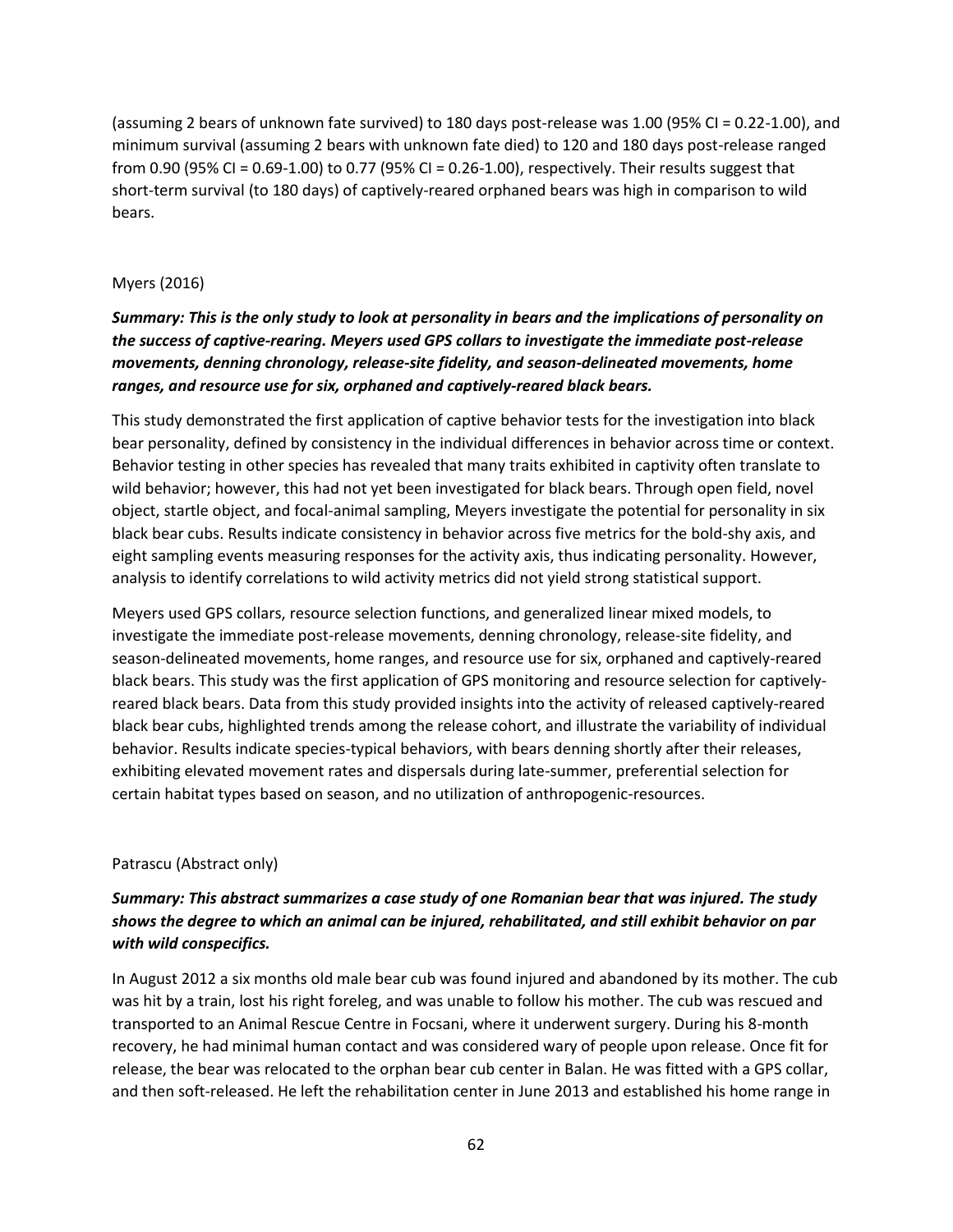(assuming 2 bears of unknown fate survived) to 180 days post-release was 1.00 (95% CI = 0.22-1.00), and minimum survival (assuming 2 bears with unknown fate died) to 120 and 180 days post-release ranged from 0.90 (95% CI = 0.69-1.00) to 0.77 (95% CI = 0.26-1.00), respectively. Their results suggest that short-term survival (to 180 days) of captively-reared orphaned bears was high in comparison to wild bears.

Myers (2016)

***Summary: This is the only study to look at personality in bears and the implications of personality on the success of captive-rearing. Meyers used GPS collars to investigate the immediate post-release movements, denning chronology, release-site fidelity, and season-delineated movements, home ranges, and resource use for six, orphaned and captively-reared black bears.***

This study demonstrated the first application of captive behavior tests for the investigation into black bear personality, defined by consistency in the individual differences in behavior across time or context. Behavior testing in other species has revealed that many traits exhibited in captivity often translate to wild behavior; however, this had not yet been investigated for black bears. Through open field, novel object, startle object, and focal-animal sampling, Meyers investigate the potential for personality in six black bear cubs. Results indicate consistency in behavior across five metrics for the bold-shy axis, and eight sampling events measuring responses for the activity axis, thus indicating personality. However, analysis to identify correlations to wild activity metrics did not yield strong statistical support.

Meyers used GPS collars, resource selection functions, and generalized linear mixed models, to investigate the immediate post-release movements, denning chronology, release-site fidelity, and season-delineated movements, home ranges, and resource use for six, orphaned and captively-reared black bears. This study was the first application of GPS monitoring and resource selection for captively-reared black bears. Data from this study provided insights into the activity of released captively-reared black bear cubs, highlighted trends among the release cohort, and illustrate the variability of individual behavior. Results indicate species-typical behaviors, with bears denning shortly after their releases, exhibiting elevated movement rates and dispersals during late-summer, preferential selection for certain habitat types based on season, and no utilization of anthropogenic-resources.

Patrascu (Abstract only)

***Summary: This abstract summarizes a case study of one Romanian bear that was injured. The study shows the degree to which an animal can be injured, rehabilitated, and still exhibit behavior on par with wild conspecifics.***

In August 2012 a six months old male bear cub was found injured and abandoned by its mother. The cub was hit by a train, lost his right foreleg, and was unable to follow his mother. The cub was rescued and transported to an Animal Rescue Centre in Focsani, where it underwent surgery. During his 8-month recovery, he had minimal human contact and was considered wary of people upon release. Once fit for release, the bear was relocated to the orphan bear cub center in Balan. He was fitted with a GPS collar, and then soft-released. He left the rehabilitation center in June 2013 and established his home range in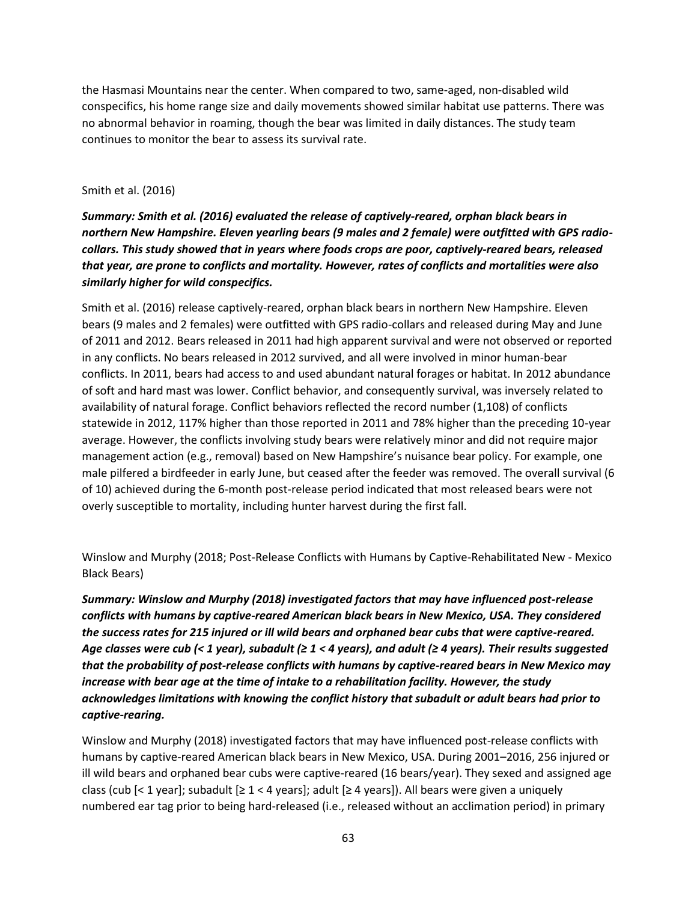the Hasmasi Mountains near the center. When compared to two, same-aged, non-disabled wild conspecifics, his home range size and daily movements showed similar habitat use patterns. There was no abnormal behavior in roaming, though the bear was limited in daily distances. The study team continues to monitor the bear to assess its survival rate.

Smith et al. (2016)

***Summary: Smith et al. (2016) evaluated the release of captively-reared, orphan black bears in northern New Hampshire. Eleven yearling bears (9 males and 2 female) were outfitted with GPS radio-collars. This study showed that in years where foods crops are poor, captively-reared bears, released that year, are prone to conflicts and mortality. However, rates of conflicts and mortalities were also similarly higher for wild conspecifics.***

Smith et al. (2016) release captively-reared, orphan black bears in northern New Hampshire. Eleven bears (9 males and 2 females) were outfitted with GPS radio-collars and released during May and June of 2011 and 2012. Bears released in 2011 had high apparent survival and were not observed or reported in any conflicts. No bears released in 2012 survived, and all were involved in minor human-bear conflicts. In 2011, bears had access to and used abundant natural forages or habitat. In 2012 abundance of soft and hard mast was lower. Conflict behavior, and consequently survival, was inversely related to availability of natural forage. Conflict behaviors reflected the record number (1,108) of conflicts statewide in 2012, 117% higher than those reported in 2011 and 78% higher than the preceding 10-year average. However, the conflicts involving study bears were relatively minor and did not require major management action (e.g., removal) based on New Hampshire's nuisance bear policy. For example, one male pilfered a birdfeeder in early June, but ceased after the feeder was removed. The overall survival (6 of 10) achieved during the 6-month post-release period indicated that most released bears were not overly susceptible to mortality, including hunter harvest during the first fall.

Winslow and Murphy (2018; Post-Release Conflicts with Humans by Captive-Rehabilitated New - Mexico Black Bears)

***Summary: Winslow and Murphy (2018) investigated factors that may have influenced post-release conflicts with humans by captive-reared American black bears in New Mexico, USA. They considered the success rates for 215 injured or ill wild bears and orphaned bear cubs that were captive-reared. Age classes were cub (< 1 year), subadult (≥ 1 < 4 years), and adult (≥ 4 years). Their results suggested that the probability of post-release conflicts with humans by captive-reared bears in New Mexico may increase with bear age at the time of intake to a rehabilitation facility. However, the study acknowledges limitations with knowing the conflict history that subadult or adult bears had prior to captive-rearing.***

Winslow and Murphy (2018) investigated factors that may have influenced post-release conflicts with humans by captive-reared American black bears in New Mexico, USA. During 2001–2016, 256 injured or ill wild bears and orphaned bear cubs were captive-reared (16 bears/year). They sexed and assigned age class (cub [< 1 year]; subadult [≥ 1 < 4 years]; adult [≥ 4 years]). All bears were given a uniquely numbered ear tag prior to being hard-released (i.e., released without an acclimation period) in primary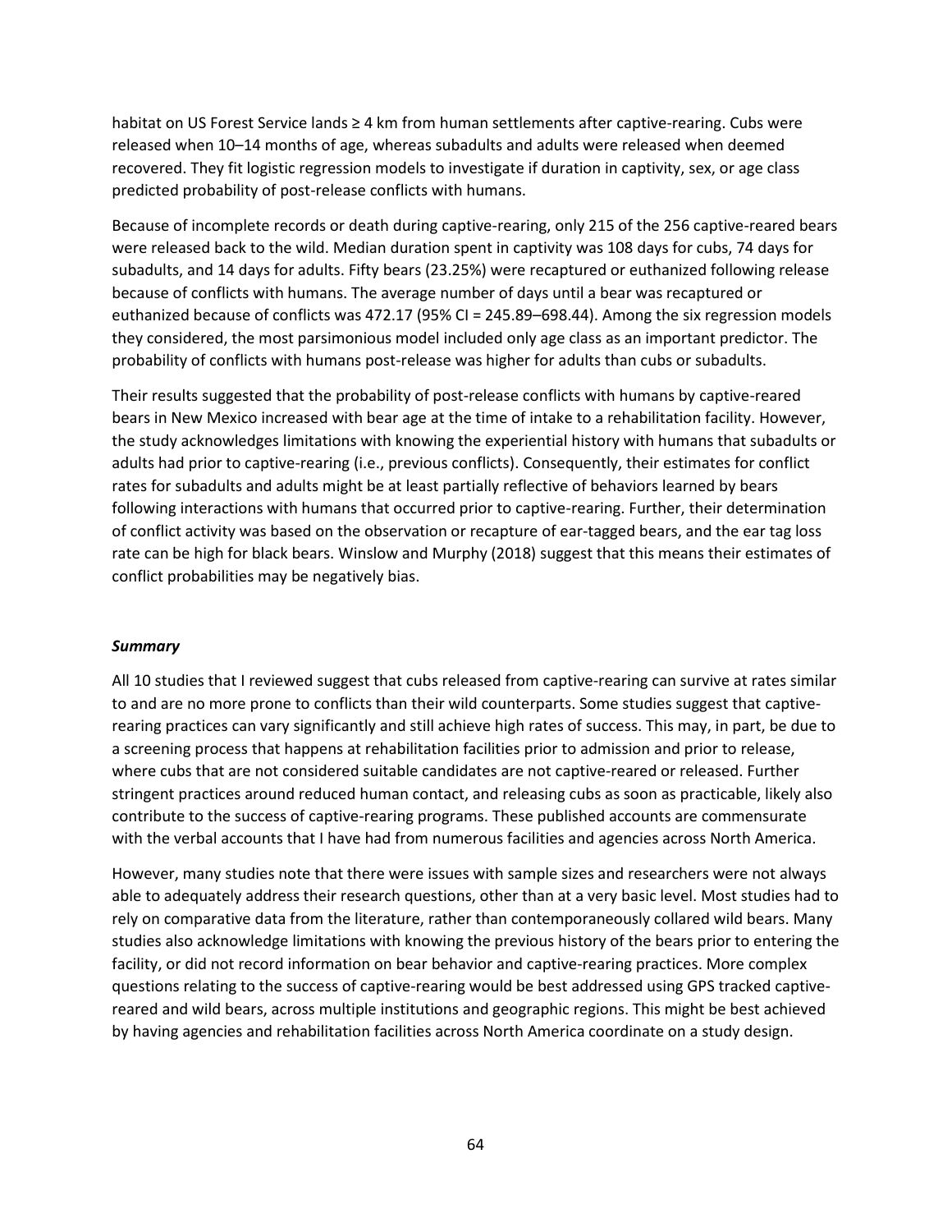habitat on US Forest Service lands ≥ 4 km from human settlements after captive-rearing. Cubs were released when 10–14 months of age, whereas subadults and adults were released when deemed recovered. They fit logistic regression models to investigate if duration in captivity, sex, or age class predicted probability of post-release conflicts with humans.

Because of incomplete records or death during captive-rearing, only 215 of the 256 captive-reared bears were released back to the wild. Median duration spent in captivity was 108 days for cubs, 74 days for subadults, and 14 days for adults. Fifty bears (23.25%) were recaptured or euthanized following release because of conflicts with humans. The average number of days until a bear was recaptured or euthanized because of conflicts was 472.17 (95% CI = 245.89–698.44). Among the six regression models they considered, the most parsimonious model included only age class as an important predictor. The probability of conflicts with humans post-release was higher for adults than cubs or subadults.

Their results suggested that the probability of post-release conflicts with humans by captive-reared bears in New Mexico increased with bear age at the time of intake to a rehabilitation facility. However, the study acknowledges limitations with knowing the experiential history with humans that subadults or adults had prior to captive-rearing (i.e., previous conflicts). Consequently, their estimates for conflict rates for subadults and adults might be at least partially reflective of behaviors learned by bears following interactions with humans that occurred prior to captive-rearing. Further, their determination of conflict activity was based on the observation or recapture of ear-tagged bears, and the ear tag loss rate can be high for black bears. Winslow and Murphy (2018) suggest that this means their estimates of conflict probabilities may be negatively bias.

***Summary***

All 10 studies that I reviewed suggest that cubs released from captive-rearing can survive at rates similar to and are no more prone to conflicts than their wild counterparts. Some studies suggest that captive-rearing practices can vary significantly and still achieve high rates of success. This may, in part, be due to a screening process that happens at rehabilitation facilities prior to admission and prior to release, where cubs that are not considered suitable candidates are not captive-reared or released. Further stringent practices around reduced human contact, and releasing cubs as soon as practicable, likely also contribute to the success of captive-rearing programs. These published accounts are commensurate with the verbal accounts that I have had from numerous facilities and agencies across North America.

However, many studies note that there were issues with sample sizes and researchers were not always able to adequately address their research questions, other than at a very basic level. Most studies had to rely on comparative data from the literature, rather than contemporaneously collared wild bears. Many studies also acknowledge limitations with knowing the previous history of the bears prior to entering the facility, or did not record information on bear behavior and captive-rearing practices. More complex questions relating to the success of captive-rearing would be best addressed using GPS tracked captive-reared and wild bears, across multiple institutions and geographic regions. This might be best achieved by having agencies and rehabilitation facilities across North America coordinate on a study design.